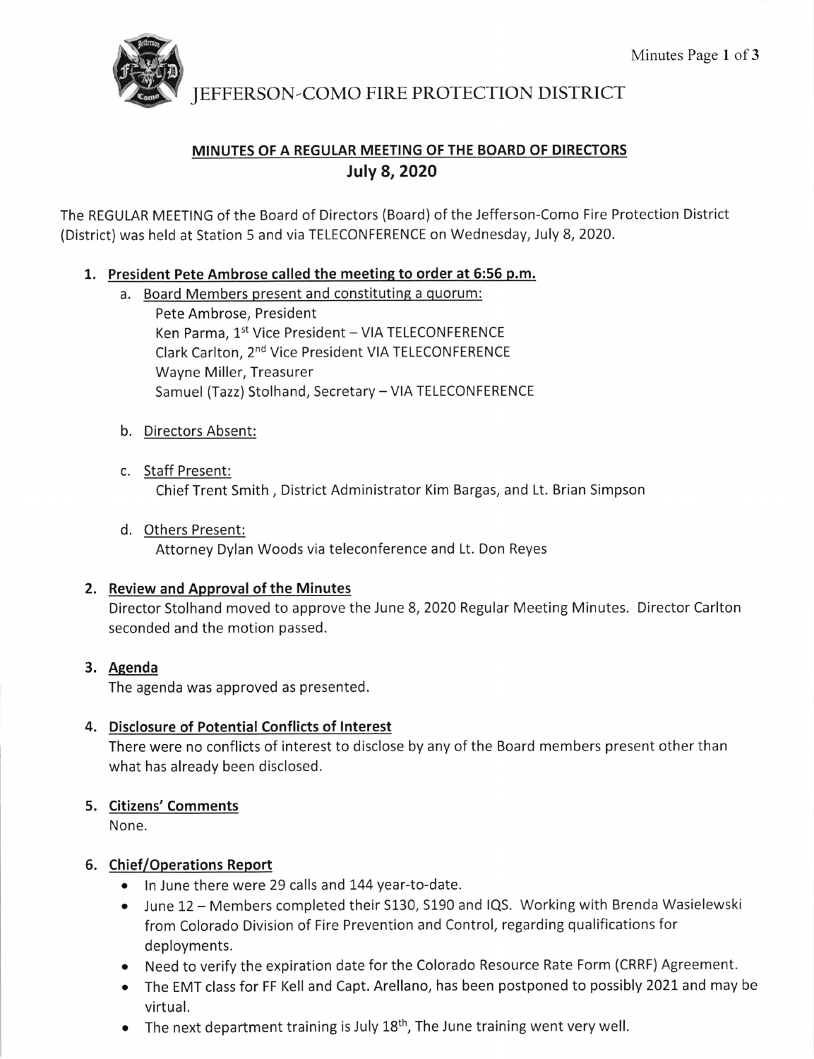# JEFFERSON-COMO FIRE PROTECTION DISTRICT

## MINUTES OF A REGULAR MEETING OF THE BOARD OF DIRECTORS
## July 8, 2020

The REGULAR MEETING of the Board of Directors (Board) of the Jefferson-Como Fire Protection District (District) was held at Station 5 and via TELECONFERENCE on Wednesday, July 8, 2020.

1. **President Pete Ambrose called the meeting to order at 6:56 p.m.**
   a. Board Members present and constituting a quorum:
      Pete Ambrose, President
      Ken Parma, 1st Vice President – VIA TELECONFERENCE
      Clark Carlton, 2nd Vice President VIA TELECONFERENCE
      Wayne Miller, Treasurer
      Samuel (Tazz) Stolhand, Secretary – VIA TELECONFERENCE

   b. Directors Absent:

   c. Staff Present:
      Chief Trent Smith , District Administrator Kim Bargas, and Lt. Brian Simpson

   d. Others Present:
      Attorney Dylan Woods via teleconference and Lt. Don Reyes

2. **Review and Approval of the Minutes**
   Director Stolhand moved to approve the June 8, 2020 Regular Meeting Minutes. Director Carlton seconded and the motion passed.

3. **Agenda**
   The agenda was approved as presented.

4. **Disclosure of Potential Conflicts of Interest**
   There were no conflicts of interest to disclose by any of the Board members present other than what has already been disclosed.

5. **Citizens' Comments**
   None.

6. **Chief/Operations Report**
   - In June there were 29 calls and 144 year-to-date.
   - June 12 – Members completed their S130, S190 and IQS. Working with Brenda Wasielewski from Colorado Division of Fire Prevention and Control, regarding qualifications for deployments.
   - Need to verify the expiration date for the Colorado Resource Rate Form (CRRF) Agreement.
   - The EMT class for FF Kell and Capt. Arellano, has been postponed to possibly 2021 and may be virtual.
   - The next department training is July 18th, The June training went very well.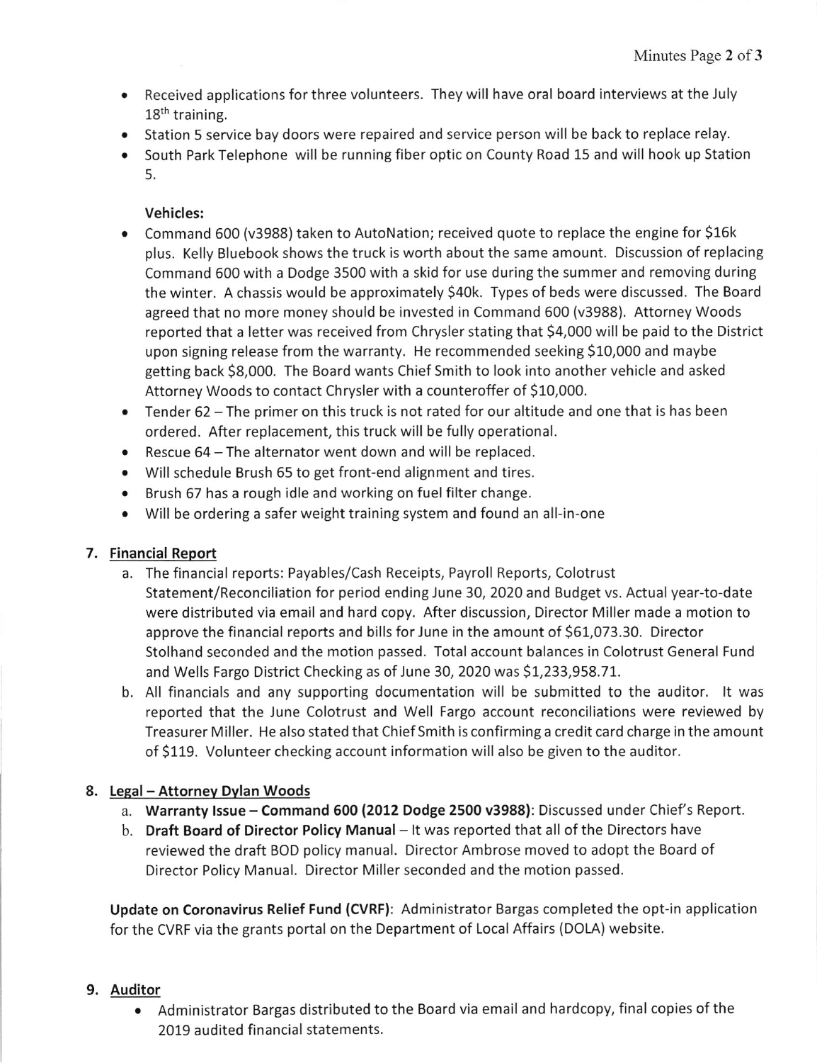- Received applications for three volunteers. They will have oral board interviews at the July 18th training.
- Station 5 service bay doors were repaired and service person will be back to replace relay.
- South Park Telephone will be running fiber optic on County Road 15 and will hook up Station 5.

**Vehicles:**

- Command 600 (v3988) taken to AutoNation; received quote to replace the engine for $16k plus. Kelly Bluebook shows the truck is worth about the same amount. Discussion of replacing Command 600 with a Dodge 3500 with a skid for use during the summer and removing during the winter. A chassis would be approximately $40k. Types of beds were discussed. The Board agreed that no more money should be invested in Command 600 (v3988). Attorney Woods reported that a letter was received from Chrysler stating that $4,000 will be paid to the District upon signing release from the warranty. He recommended seeking $10,000 and maybe getting back $8,000. The Board wants Chief Smith to look into another vehicle and asked Attorney Woods to contact Chrysler with a counteroffer of $10,000.
- Tender 62 – The primer on this truck is not rated for our altitude and one that is has been ordered. After replacement, this truck will be fully operational.
- Rescue 64 – The alternator went down and will be replaced.
- Will schedule Brush 65 to get front-end alignment and tires.
- Brush 67 has a rough idle and working on fuel filter change.
- Will be ordering a safer weight training system and found an all-in-one

## 7. Financial Report

a. The financial reports: Payables/Cash Receipts, Payroll Reports, Colotrust Statement/Reconciliation for period ending June 30, 2020 and Budget vs. Actual year-to-date were distributed via email and hard copy. After discussion, Director Miller made a motion to approve the financial reports and bills for June in the amount of $61,073.30. Director Stolhand seconded and the motion passed. Total account balances in Colotrust General Fund and Wells Fargo District Checking as of June 30, 2020 was $1,233,958.71.

b. All financials and any supporting documentation will be submitted to the auditor. It was reported that the June Colotrust and Well Fargo account reconciliations were reviewed by Treasurer Miller. He also stated that Chief Smith is confirming a credit card charge in the amount of $119. Volunteer checking account information will also be given to the auditor.

## 8. Legal – Attorney Dylan Woods

a. **Warranty Issue – Command 600 (2012 Dodge 2500 v3988)**: Discussed under Chief's Report.

b. **Draft Board of Director Policy Manual** – It was reported that all of the Directors have reviewed the draft BOD policy manual. Director Ambrose moved to adopt the Board of Director Policy Manual. Director Miller seconded and the motion passed.

**Update on Coronavirus Relief Fund (CVRF)**: Administrator Bargas completed the opt-in application for the CVRF via the grants portal on the Department of Local Affairs (DOLA) website.

## 9. Auditor

- Administrator Bargas distributed to the Board via email and hardcopy, final copies of the 2019 audited financial statements.